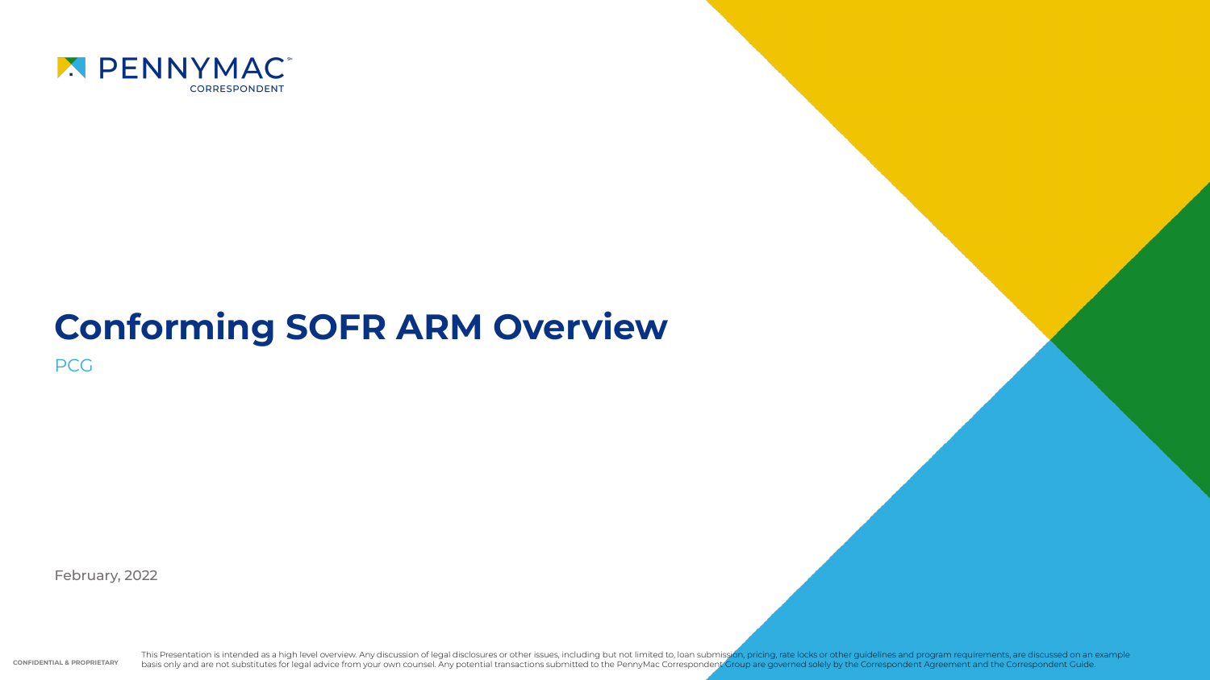PENNYMAC CORRESPONDENT

# Conforming SOFR ARM Overview

PCG

February, 2022

CONFIDENTIAL & PROPRIETARY

This Presentation is intended as a high level overview. Any discussion of legal disclosures or other issues, including but not limited to, loan submission, pricing, rate locks or other guidelines and program requirements, are discussed on an example basis only and are not substitutes for legal advice from your own counsel. Any potential transactions submitted to the PennyMac Correspondent Group are governed solely by the Correspondent Agreement and the Correspondent Guide.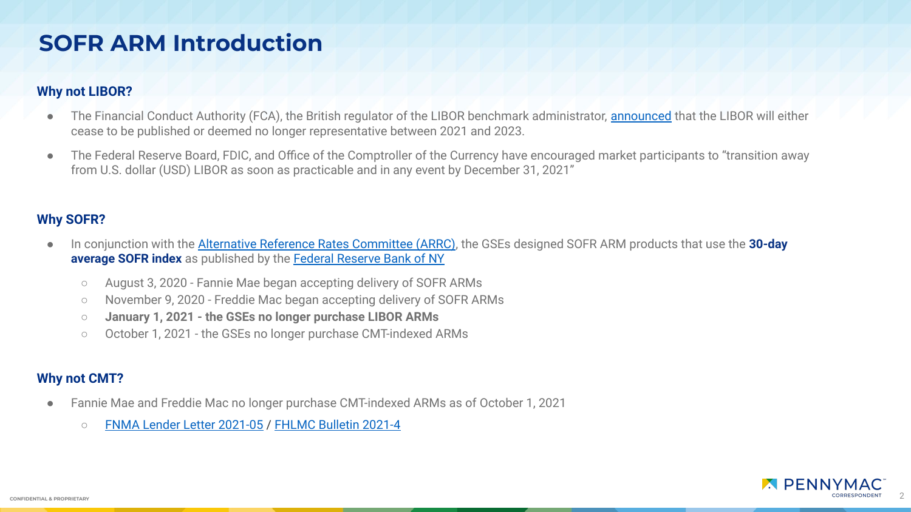# SOFR ARM Introduction

## Why not LIBOR?

- The Financial Conduct Authority (FCA), the British regulator of the LIBOR benchmark administrator, announced that the LIBOR will either cease to be published or deemed no longer representative between 2021 and 2023.
- The Federal Reserve Board, FDIC, and Office of the Comptroller of the Currency have encouraged market participants to "transition away from U.S. dollar (USD) LIBOR as soon as practicable and in any event by December 31, 2021"

## Why SOFR?

- In conjunction with the Alternative Reference Rates Committee (ARRC), the GSEs designed SOFR ARM products that use the **30-day average SOFR index** as published by the Federal Reserve Bank of NY
  - August 3, 2020 - Fannie Mae began accepting delivery of SOFR ARMs
  - November 9, 2020 - Freddie Mac began accepting delivery of SOFR ARMs
  - **January 1, 2021 - the GSEs no longer purchase LIBOR ARMs**
  - October 1, 2021 - the GSEs no longer purchase CMT-indexed ARMs

## Why not CMT?

- Fannie Mae and Freddie Mac no longer purchase CMT-indexed ARMs as of October 1, 2021
  - FNMA Lender Letter 2021-05 / FHLMC Bulletin 2021-4

CONFIDENTIAL & PROPRIETARY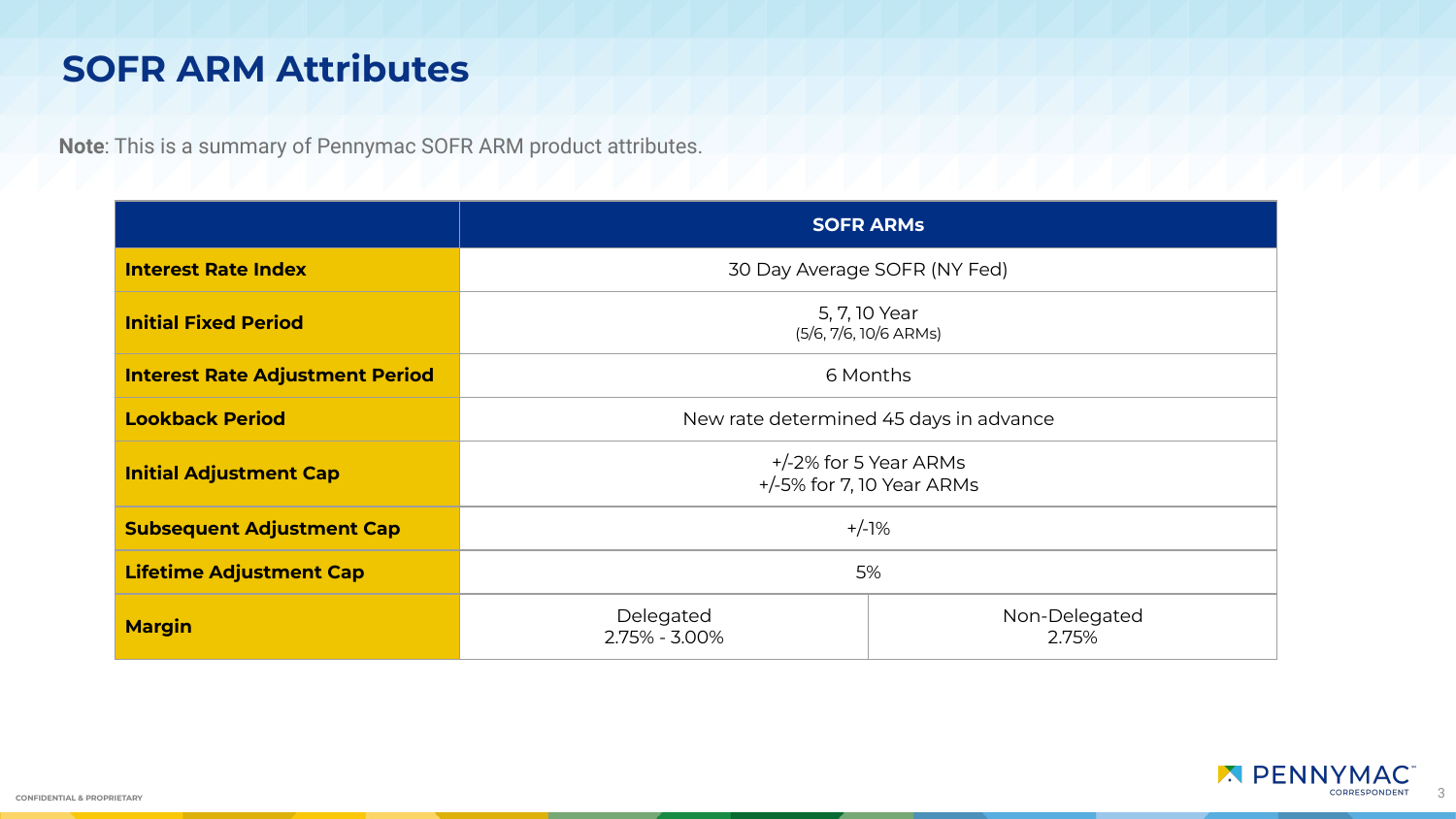# SOFR ARM Attributes

**Note**: This is a summary of Pennymac SOFR ARM product attributes.

| | SOFR ARMs | |
|---|---|---|
| **Interest Rate Index** | 30 Day Average SOFR (NY Fed) | |
| **Initial Fixed Period** | 5, 7, 10 Year (5/6, 7/6, 10/6 ARMs) | |
| **Interest Rate Adjustment Period** | 6 Months | |
| **Lookback Period** | New rate determined 45 days in advance | |
| **Initial Adjustment Cap** | +/-2% for 5 Year ARMs<br>+/-5% for 7, 10 Year ARMs | |
| **Subsequent Adjustment Cap** | +/-1% | |
| **Lifetime Adjustment Cap** | 5% | |
| **Margin** | Delegated<br>2.75% - 3.00% | Non-Delegated<br>2.75% |

CONFIDENTIAL & PROPRIETARY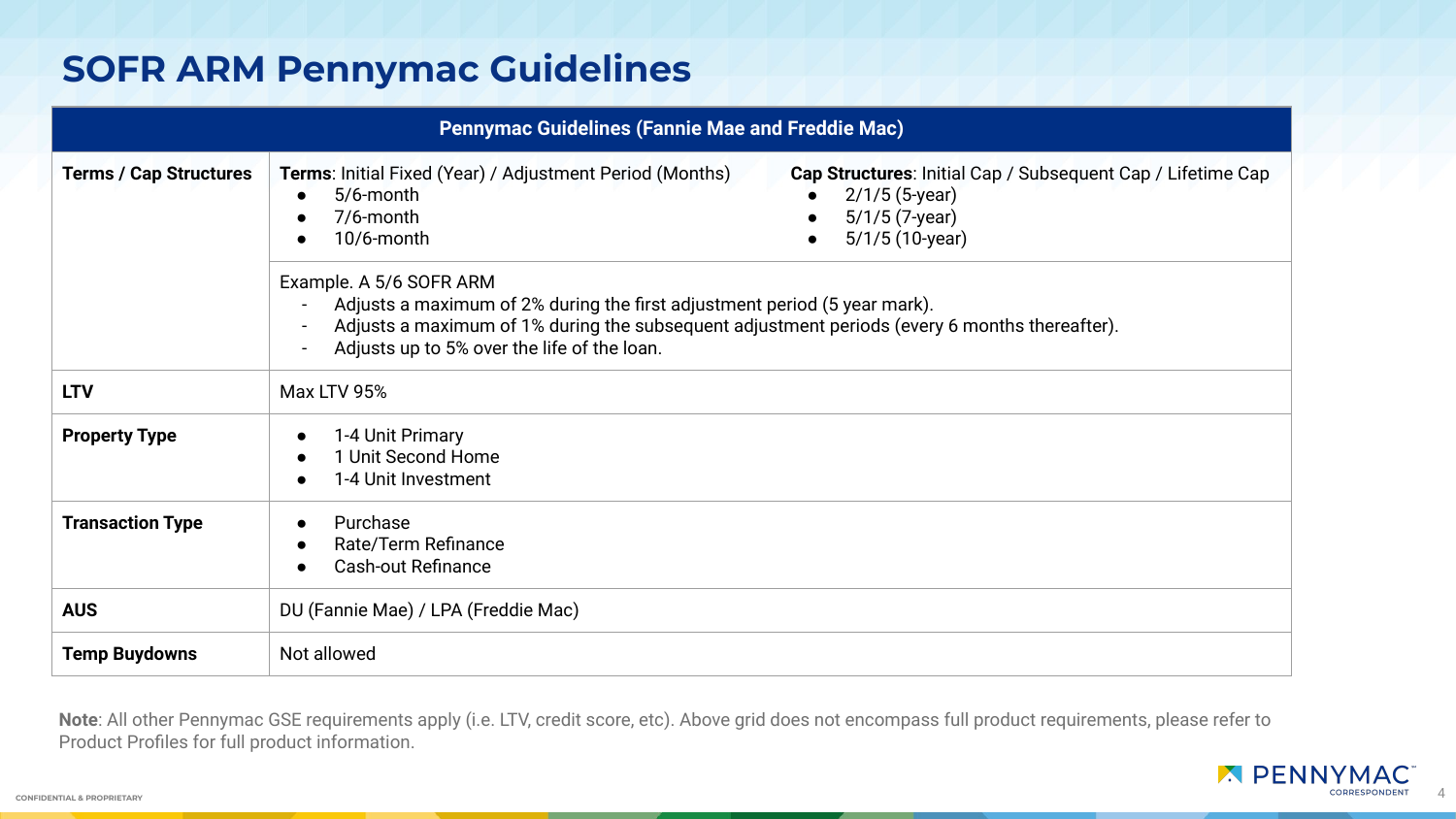# SOFR ARM Pennymac Guidelines

| Pennymac Guidelines (Fannie Mae and Freddie Mac) | |
|---|---|
| **Terms / Cap Structures** | **Terms**: Initial Fixed (Year) / Adjustment Period (Months)<br>● 5/6-month<br>● 7/6-month<br>● 10/6-month<br><br>**Cap Structures**: Initial Cap / Subsequent Cap / Lifetime Cap<br>● 2/1/5 (5-year)<br>● 5/1/5 (7-year)<br>● 5/1/5 (10-year)<br><br>Example. A 5/6 SOFR ARM<br>- Adjusts a maximum of 2% during the first adjustment period (5 year mark).<br>- Adjusts a maximum of 1% during the subsequent adjustment periods (every 6 months thereafter).<br>- Adjusts up to 5% over the life of the loan. |
| **LTV** | Max LTV 95% |
| **Property Type** | ● 1-4 Unit Primary<br>● 1 Unit Second Home<br>● 1-4 Unit Investment |
| **Transaction Type** | ● Purchase<br>● Rate/Term Refinance<br>● Cash-out Refinance |
| **AUS** | DU (Fannie Mae) / LPA (Freddie Mac) |
| **Temp Buydowns** | Not allowed |

**Note**: All other Pennymac GSE requirements apply (i.e. LTV, credit score, etc). Above grid does not encompass full product requirements, please refer to Product Profiles for full product information.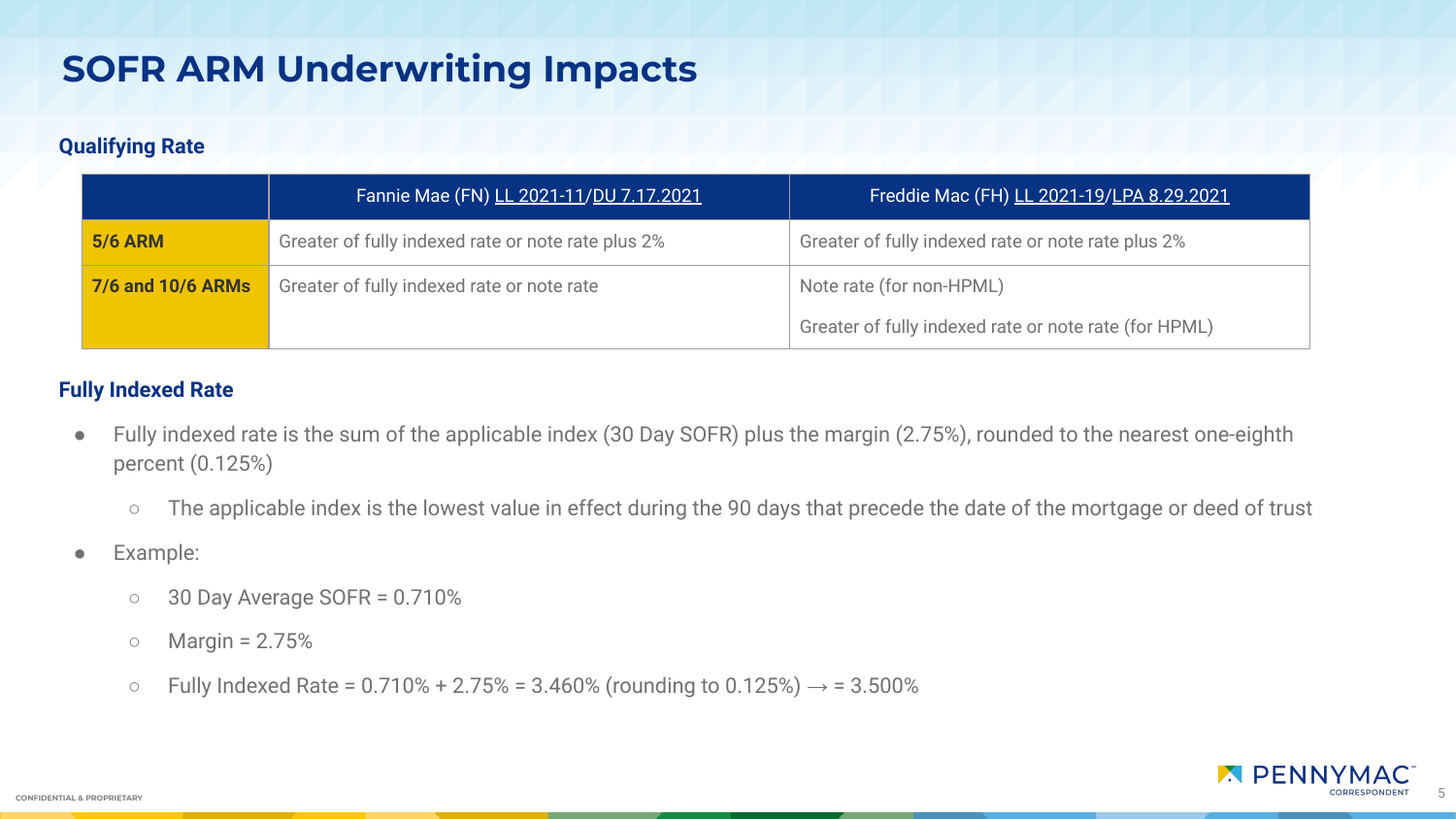# SOFR ARM Underwriting Impacts

### Qualifying Rate

| | Fannie Mae (FN) LL 2021-11/DU 7.17.2021 | Freddie Mac (FH) LL 2021-19/LPA 8.29.2021 |
|---|---|---|
| **5/6 ARM** | Greater of fully indexed rate or note rate plus 2% | Greater of fully indexed rate or note rate plus 2% |
| **7/6 and 10/6 ARMs** | Greater of fully indexed rate or note rate | Note rate (for non-HPML)<br>Greater of fully indexed rate or note rate (for HPML) |

### Fully Indexed Rate

- Fully indexed rate is the sum of the applicable index (30 Day SOFR) plus the margin (2.75%), rounded to the nearest one-eighth percent (0.125%)
  - The applicable index is the lowest value in effect during the 90 days that precede the date of the mortgage or deed of trust
- Example:
  - 30 Day Average SOFR = 0.710%
  - Margin = 2.75%
  - Fully Indexed Rate = 0.710% + 2.75% = 3.460% (rounding to 0.125%) → = 3.500%

CONFIDENTIAL & PROPRIETARY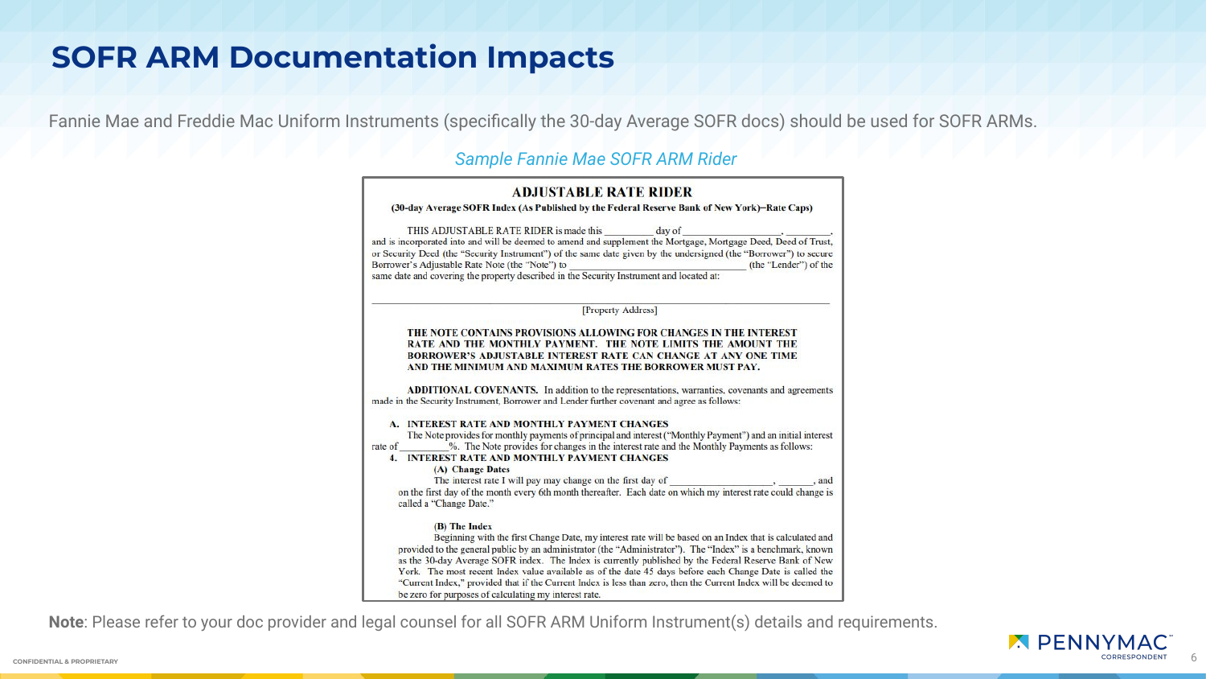# SOFR ARM Documentation Impacts

Fannie Mae and Freddie Mac Uniform Instruments (specifically the 30-day Average SOFR docs) should be used for SOFR ARMs.

*Sample Fannie Mae SOFR ARM Rider*

**ADJUSTABLE RATE RIDER**

**(30-day Average SOFR Index (As Published by the Federal Reserve Bank of New York)–Rate Caps)**

THIS ADJUSTABLE RATE RIDER is made this __________ day of ____________________, ________, and is incorporated into and will be deemed to amend and supplement the Mortgage, Mortgage Deed, Deed of Trust, or Security Deed (the "Security Instrument") of the same date given by the undersigned (the "Borrower") to secure Borrower's Adjustable Rate Note (the "Note") to ______________________________ (the "Lender") of the same date and covering the property described in the Security Instrument and located at:

______________________________________________________________________

[Property Address]

**THE NOTE CONTAINS PROVISIONS ALLOWING FOR CHANGES IN THE INTEREST RATE AND THE MONTHLY PAYMENT. THE NOTE LIMITS THE AMOUNT THE BORROWER'S ADJUSTABLE INTEREST RATE CAN CHANGE AT ANY ONE TIME AND THE MINIMUM AND MAXIMUM RATES THE BORROWER MUST PAY.**

**ADDITIONAL COVENANTS.** In addition to the representations, warranties, covenants and agreements made in the Security Instrument, Borrower and Lender further covenant and agree as follows:

**A. INTEREST RATE AND MONTHLY PAYMENT CHANGES**

The Note provides for monthly payments of principal and interest ("Monthly Payment") and an initial interest rate of _________%. The Note provides for changes in the interest rate and the Monthly Payments as follows:

**4. INTEREST RATE AND MONTHLY PAYMENT CHANGES**

**(A) Change Dates**

The interest rate I will pay may change on the first day of ____________________, _______, and on the first day of the month every 6th month thereafter. Each date on which my interest rate could change is called a "Change Date."

**(B) The Index**

Beginning with the first Change Date, my interest rate will be based on an Index that is calculated and provided to the general public by an administrator (the "Administrator"). The "Index" is a benchmark, known as the 30-day Average SOFR index. The Index is currently published by the Federal Reserve Bank of New York. The most recent Index value available as of the date 45 days before each Change Date is called the "Current Index," provided that if the Current Index is less than zero, then the Current Index will be deemed to be zero for purposes of calculating my interest rate.

**Note**: Please refer to your doc provider and legal counsel for all SOFR ARM Uniform Instrument(s) details and requirements.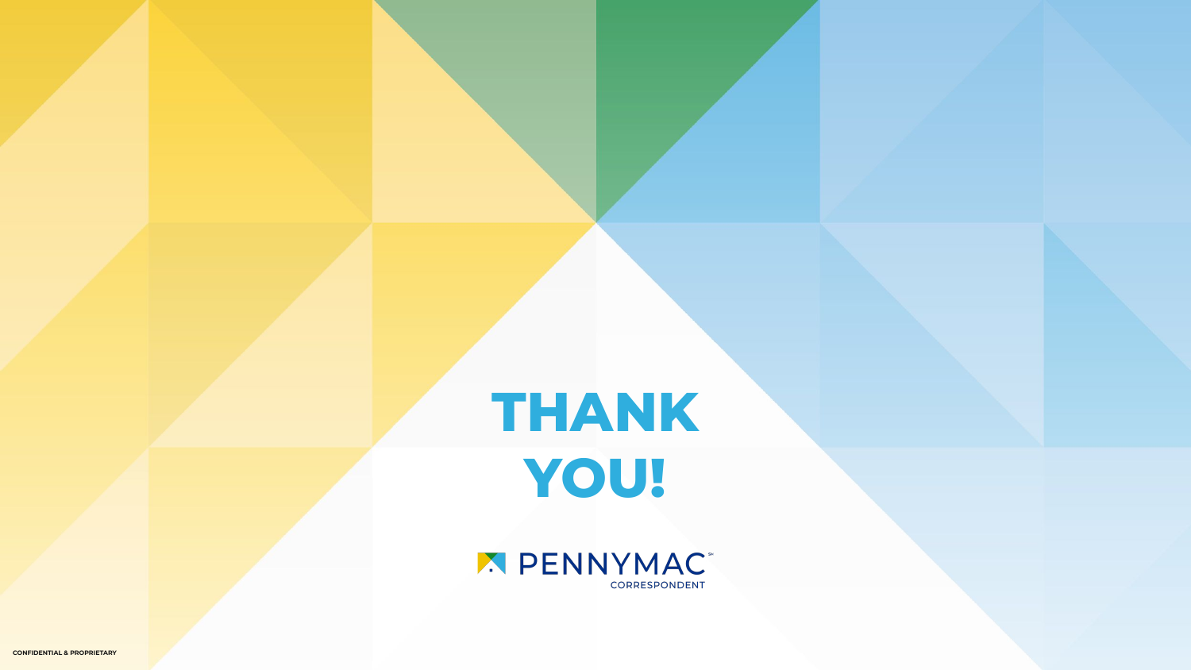# THANK YOU!

PENNYMAC CORRESPONDENT

CONFIDENTIAL & PROPRIETARY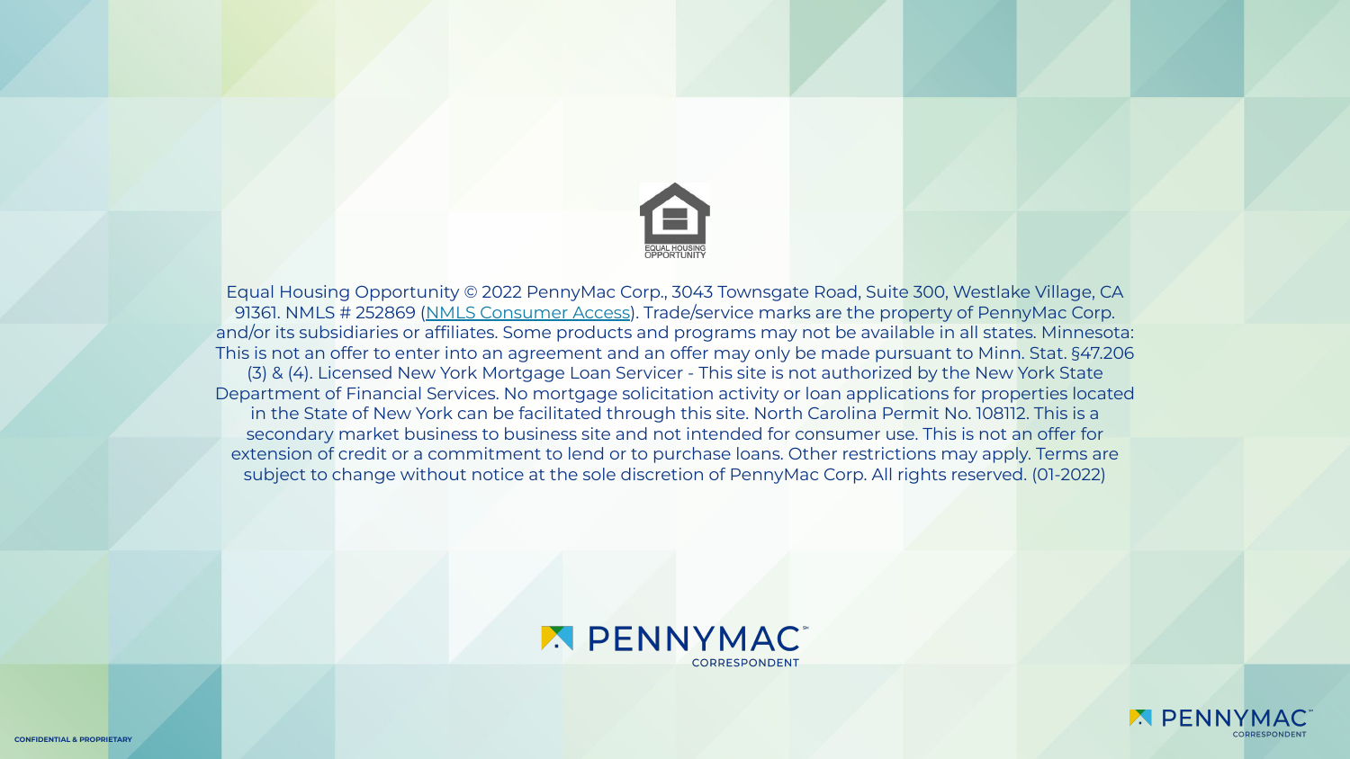EQUAL HOUSING OPPORTUNITY

Equal Housing Opportunity © 2022 PennyMac Corp., 3043 Townsgate Road, Suite 300, Westlake Village, CA 91361. NMLS # 252869 (NMLS Consumer Access). Trade/service marks are the property of PennyMac Corp. and/or its subsidiaries or affiliates. Some products and programs may not be available in all states. Minnesota: This is not an offer to enter into an agreement and an offer may only be made pursuant to Minn. Stat. §47.206 (3) & (4). Licensed New York Mortgage Loan Servicer - This site is not authorized by the New York State Department of Financial Services. No mortgage solicitation activity or loan applications for properties located in the State of New York can be facilitated through this site. North Carolina Permit No. 108112. This is a secondary market business to business site and not intended for consumer use. This is not an offer for extension of credit or a commitment to lend or to purchase loans. Other restrictions may apply. Terms are subject to change without notice at the sole discretion of PennyMac Corp. All rights reserved. (01-2022)

PENNYMAC CORRESPONDENT

CONFIDENTIAL & PROPRIETARY